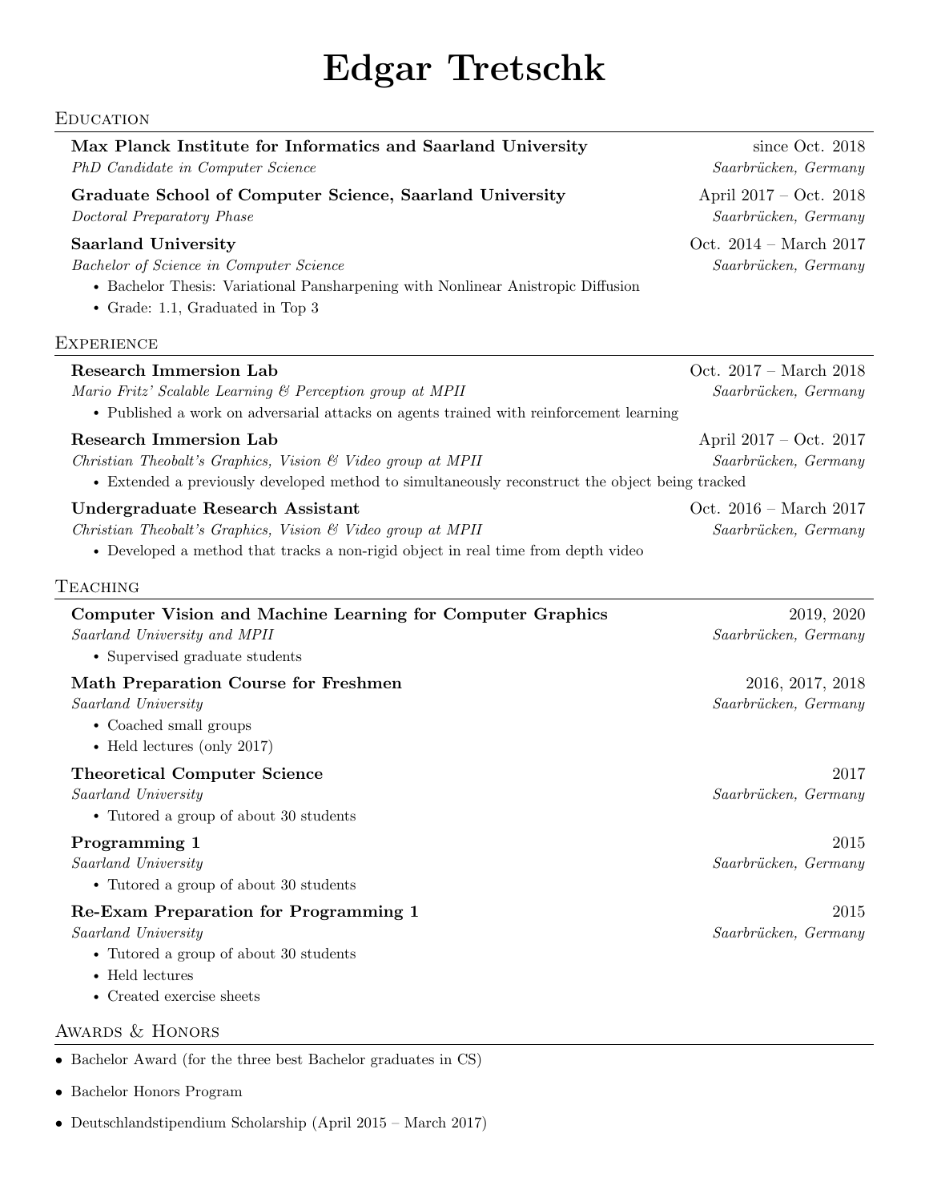# Edgar Tretschk

## Education

**Max Planck Institute for Informatics and Saarland University** — since Oct. 2018
*PhD Candidate in Computer Science* — *Saarbrücken, Germany*

**Graduate School of Computer Science, Saarland University** — April 2017 – Oct. 2018
*Doctoral Preparatory Phase* — *Saarbrücken, Germany*

**Saarland University** — Oct. 2014 – March 2017
*Bachelor of Science in Computer Science* — *Saarbrücken, Germany*

- Bachelor Thesis: Variational Pansharpening with Nonlinear Anistropic Diffusion
- Grade: 1.1, Graduated in Top 3

## Experience

**Research Immersion Lab** — Oct. 2017 – March 2018
*Mario Fritz' Scalable Learning & Perception group at MPII* — *Saarbrücken, Germany*

- Published a work on adversarial attacks on agents trained with reinforcement learning

**Research Immersion Lab** — April 2017 – Oct. 2017
*Christian Theobalt's Graphics, Vision & Video group at MPII* — *Saarbrücken, Germany*

- Extended a previously developed method to simultaneously reconstruct the object being tracked

**Undergraduate Research Assistant** — Oct. 2016 – March 2017
*Christian Theobalt's Graphics, Vision & Video group at MPII* — *Saarbrücken, Germany*

- Developed a method that tracks a non-rigid object in real time from depth video

## Teaching

**Computer Vision and Machine Learning for Computer Graphics** — 2019, 2020
*Saarland University and MPII* — *Saarbrücken, Germany*

- Supervised graduate students

**Math Preparation Course for Freshmen** — 2016, 2017, 2018
*Saarland University* — *Saarbrücken, Germany*

- Coached small groups
- Held lectures (only 2017)

**Theoretical Computer Science** — 2017
*Saarland University* — *Saarbrücken, Germany*

- Tutored a group of about 30 students

**Programming 1** — 2015
*Saarland University* — *Saarbrücken, Germany*

- Tutored a group of about 30 students

**Re-Exam Preparation for Programming 1** — 2015
*Saarland University* — *Saarbrücken, Germany*

- Tutored a group of about 30 students
- Held lectures
- Created exercise sheets

## Awards & Honors

- Bachelor Award (for the three best Bachelor graduates in CS)
- Bachelor Honors Program
- Deutschlandstipendium Scholarship (April 2015 – March 2017)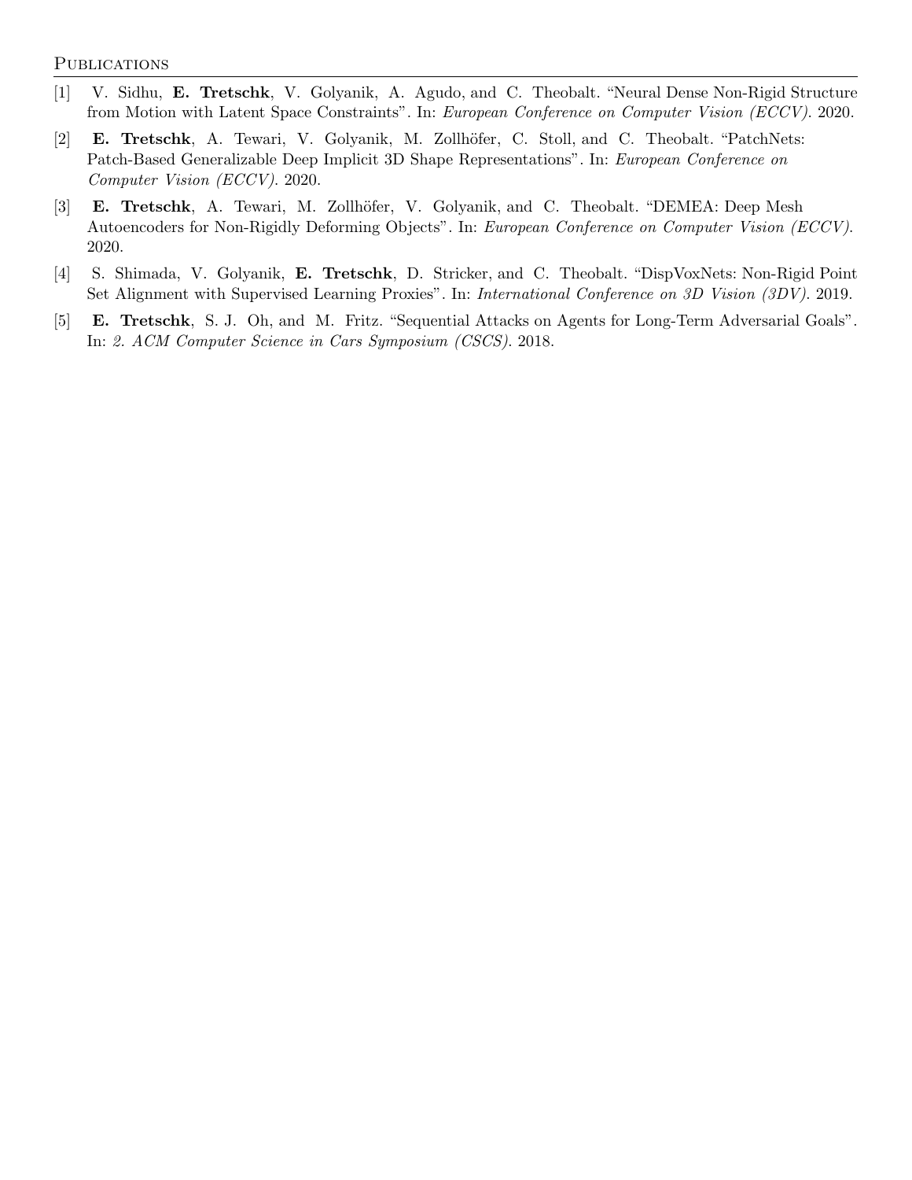## Publications

[1] V. Sidhu, **E. Tretschk**, V. Golyanik, A. Agudo, and C. Theobalt. "Neural Dense Non-Rigid Structure from Motion with Latent Space Constraints". In: *European Conference on Computer Vision (ECCV)*. 2020.

[2] **E. Tretschk**, A. Tewari, V. Golyanik, M. Zollhöfer, C. Stoll, and C. Theobalt. "PatchNets: Patch-Based Generalizable Deep Implicit 3D Shape Representations". In: *European Conference on Computer Vision (ECCV)*. 2020.

[3] **E. Tretschk**, A. Tewari, M. Zollhöfer, V. Golyanik, and C. Theobalt. "DEMEA: Deep Mesh Autoencoders for Non-Rigidly Deforming Objects". In: *European Conference on Computer Vision (ECCV)*. 2020.

[4] S. Shimada, V. Golyanik, **E. Tretschk**, D. Stricker, and C. Theobalt. "DispVoxNets: Non-Rigid Point Set Alignment with Supervised Learning Proxies". In: *International Conference on 3D Vision (3DV)*. 2019.

[5] **E. Tretschk**, S. J. Oh, and M. Fritz. "Sequential Attacks on Agents for Long-Term Adversarial Goals". In: *2. ACM Computer Science in Cars Symposium (CSCS)*. 2018.